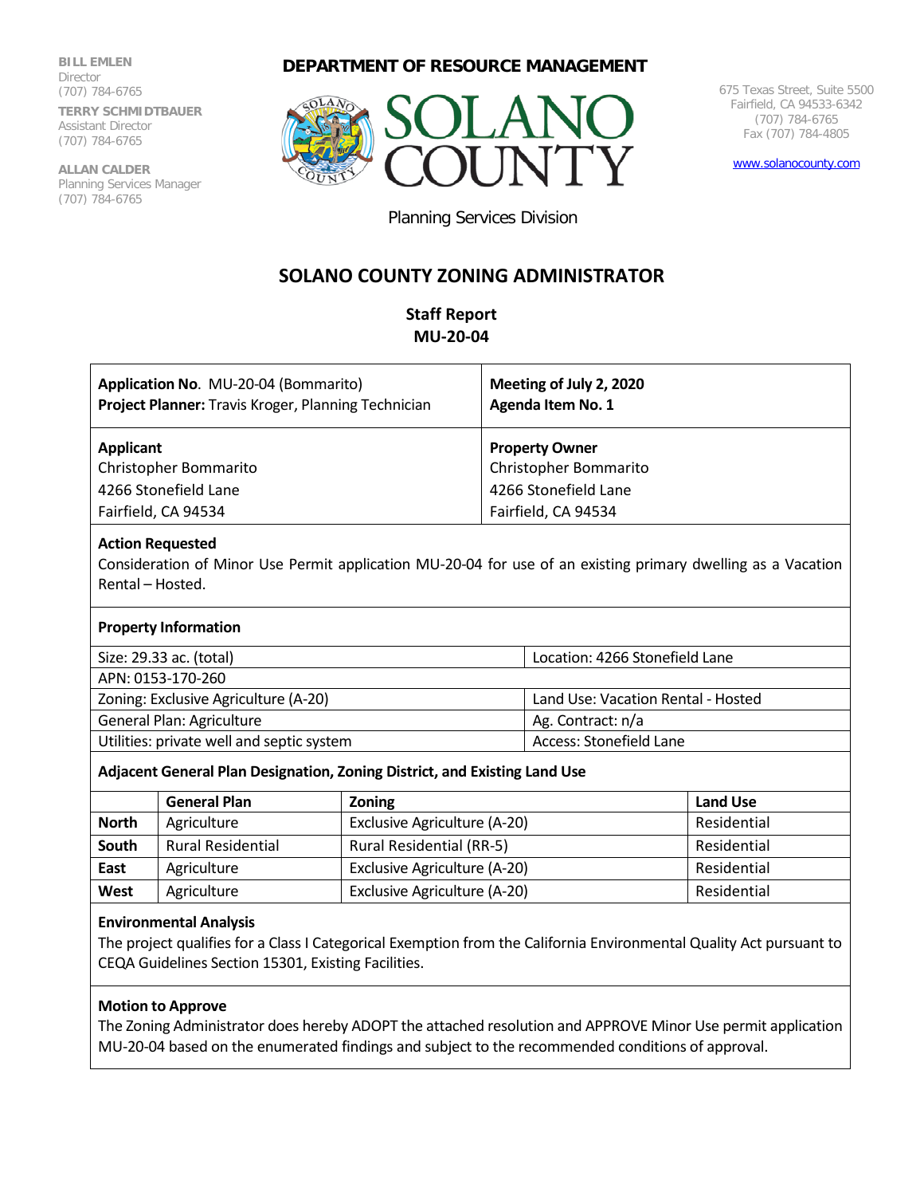**BILL EMLEN**
Director
(707) 784-6765

**TERRY SCHMIDTBAUER**
Assistant Director
(707) 784-6765

**ALLAN CALDER**
Planning Services Manager
(707) 784-6765

**DEPARTMENT OF RESOURCE MANAGEMENT**

SOLANO COUNTY

Planning Services Division

675 Texas Street, Suite 5500
Fairfield, CA 94533-6342
(707) 784-6765
Fax (707) 784-4805

www.solanocounty.com

# SOLANO COUNTY ZONING ADMINISTRATOR

## Staff Report
## MU-20-04

| **Application No.** MU-20-04 (Bommarito)<br>**Project Planner:** Travis Kroger, Planning Technician | **Meeting of July 2, 2020**<br>**Agenda Item No. 1** |
|---|---|
| **Applicant**<br>Christopher Bommarito<br>4266 Stonefield Lane<br>Fairfield, CA 94534 | **Property Owner**<br>Christopher Bommarito<br>4266 Stonefield Lane<br>Fairfield, CA 94534 |

**Action Requested**

Consideration of Minor Use Permit application MU-20-04 for use of an existing primary dwelling as a Vacation Rental – Hosted.

**Property Information**

| | |
|---|---|
| Size: 29.33 ac. (total) | Location: 4266 Stonefield Lane |
| APN: 0153-170-260 | |
| Zoning: Exclusive Agriculture (A-20) | Land Use: Vacation Rental - Hosted |
| General Plan: Agriculture | Ag. Contract: n/a |
| Utilities: private well and septic system | Access: Stonefield Lane |

**Adjacent General Plan Designation, Zoning District, and Existing Land Use**

| | General Plan | Zoning | Land Use |
|---|---|---|---|
| **North** | Agriculture | Exclusive Agriculture (A-20) | Residential |
| **South** | Rural Residential | Rural Residential (RR-5) | Residential |
| **East** | Agriculture | Exclusive Agriculture (A-20) | Residential |
| **West** | Agriculture | Exclusive Agriculture (A-20) | Residential |

**Environmental Analysis**

The project qualifies for a Class I Categorical Exemption from the California Environmental Quality Act pursuant to CEQA Guidelines Section 15301, Existing Facilities.

**Motion to Approve**

The Zoning Administrator does hereby ADOPT the attached resolution and APPROVE Minor Use permit application MU-20-04 based on the enumerated findings and subject to the recommended conditions of approval.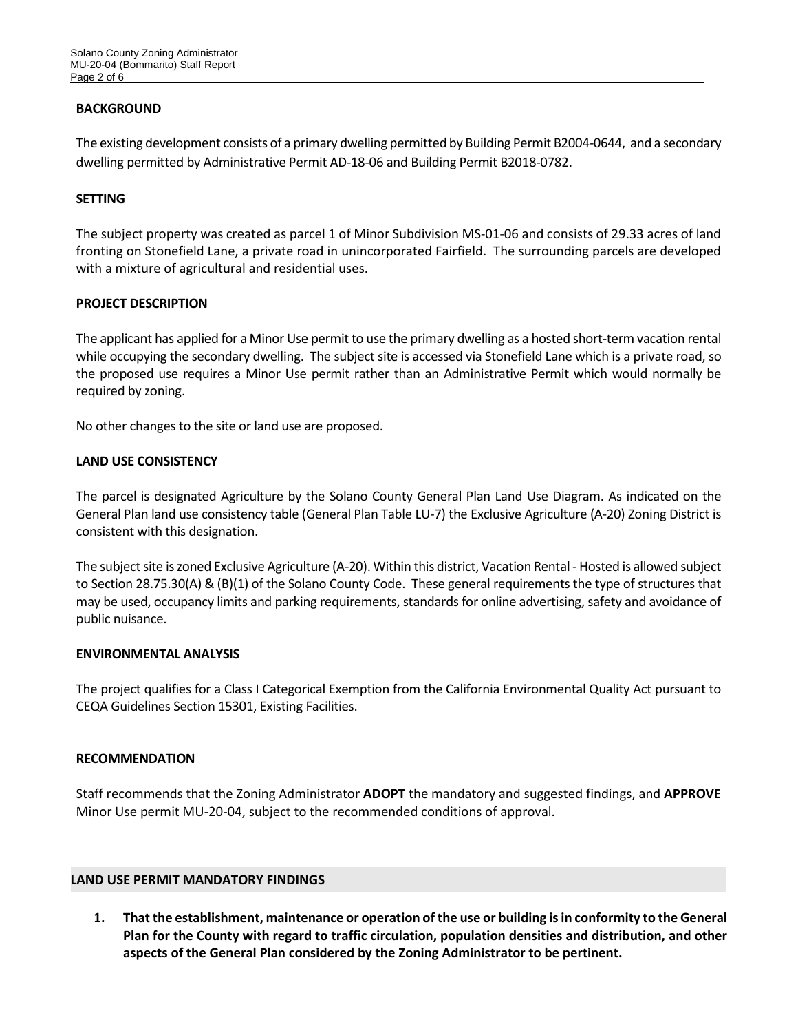## BACKGROUND

The existing development consists of a primary dwelling permitted by Building Permit B2004-0644, and a secondary dwelling permitted by Administrative Permit AD-18-06 and Building Permit B2018-0782.

## SETTING

The subject property was created as parcel 1 of Minor Subdivision MS-01-06 and consists of 29.33 acres of land fronting on Stonefield Lane, a private road in unincorporated Fairfield. The surrounding parcels are developed with a mixture of agricultural and residential uses.

## PROJECT DESCRIPTION

The applicant has applied for a Minor Use permit to use the primary dwelling as a hosted short-term vacation rental while occupying the secondary dwelling. The subject site is accessed via Stonefield Lane which is a private road, so the proposed use requires a Minor Use permit rather than an Administrative Permit which would normally be required by zoning.

No other changes to the site or land use are proposed.

## LAND USE CONSISTENCY

The parcel is designated Agriculture by the Solano County General Plan Land Use Diagram. As indicated on the General Plan land use consistency table (General Plan Table LU-7) the Exclusive Agriculture (A-20) Zoning District is consistent with this designation.

The subject site is zoned Exclusive Agriculture (A-20). Within this district, Vacation Rental - Hosted is allowed subject to Section 28.75.30(A) & (B)(1) of the Solano County Code. These general requirements the type of structures that may be used, occupancy limits and parking requirements, standards for online advertising, safety and avoidance of public nuisance.

## ENVIRONMENTAL ANALYSIS

The project qualifies for a Class I Categorical Exemption from the California Environmental Quality Act pursuant to CEQA Guidelines Section 15301, Existing Facilities.

## RECOMMENDATION

Staff recommends that the Zoning Administrator **ADOPT** the mandatory and suggested findings, and **APPROVE** Minor Use permit MU-20-04, subject to the recommended conditions of approval.

## LAND USE PERMIT MANDATORY FINDINGS

1. **That the establishment, maintenance or operation of the use or building is in conformity to the General Plan for the County with regard to traffic circulation, population densities and distribution, and other aspects of the General Plan considered by the Zoning Administrator to be pertinent.**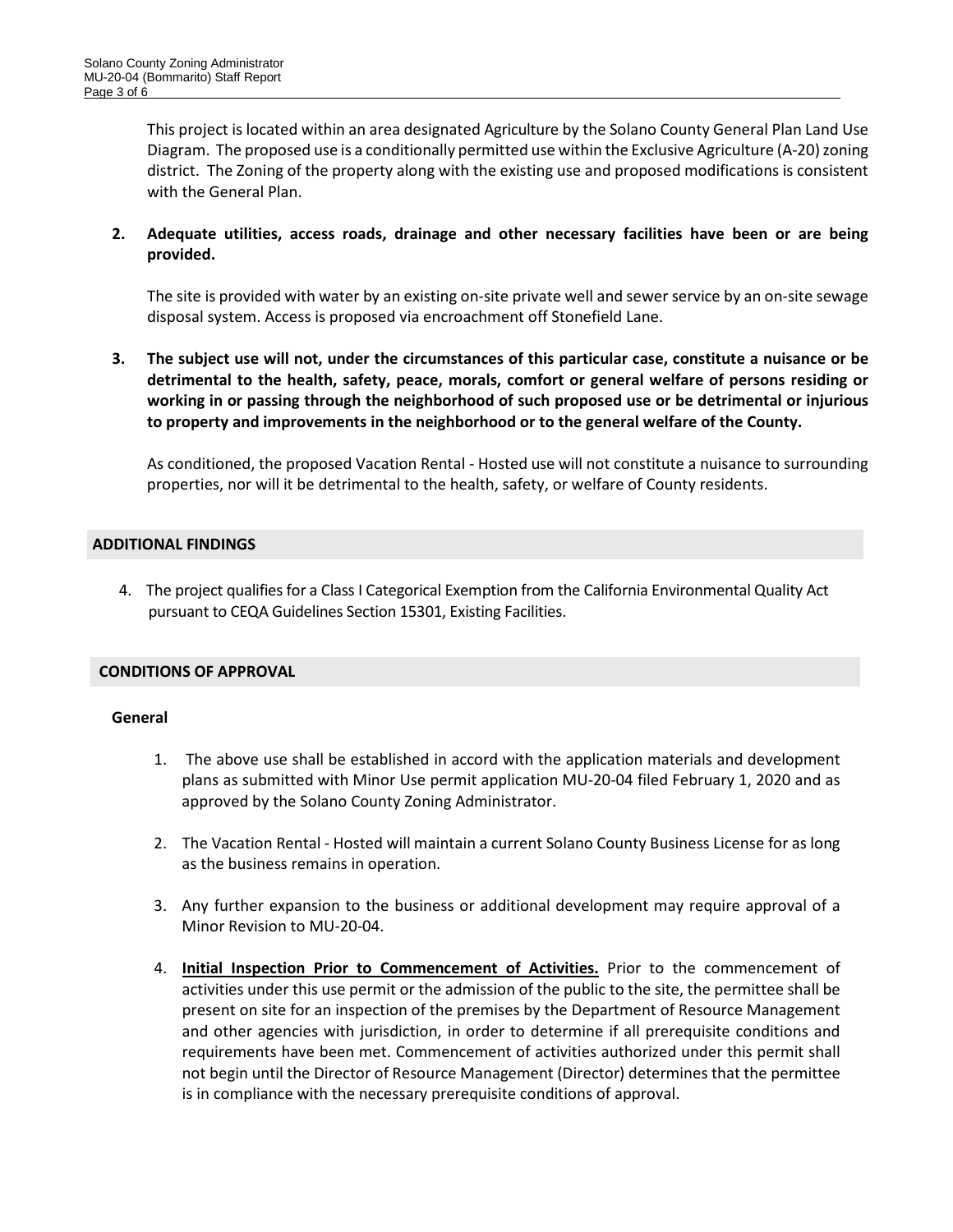This project is located within an area designated Agriculture by the Solano County General Plan Land Use Diagram. The proposed use is a conditionally permitted use within the Exclusive Agriculture (A-20) zoning district. The Zoning of the property along with the existing use and proposed modifications is consistent with the General Plan.

**2. Adequate utilities, access roads, drainage and other necessary facilities have been or are being provided.**

The site is provided with water by an existing on-site private well and sewer service by an on-site sewage disposal system. Access is proposed via encroachment off Stonefield Lane.

**3. The subject use will not, under the circumstances of this particular case, constitute a nuisance or be detrimental to the health, safety, peace, morals, comfort or general welfare of persons residing or working in or passing through the neighborhood of such proposed use or be detrimental or injurious to property and improvements in the neighborhood or to the general welfare of the County.**

As conditioned, the proposed Vacation Rental - Hosted use will not constitute a nuisance to surrounding properties, nor will it be detrimental to the health, safety, or welfare of County residents.

## ADDITIONAL FINDINGS

4. The project qualifies for a Class I Categorical Exemption from the California Environmental Quality Act pursuant to CEQA Guidelines Section 15301, Existing Facilities.

## CONDITIONS OF APPROVAL

### General

1. The above use shall be established in accord with the application materials and development plans as submitted with Minor Use permit application MU-20-04 filed February 1, 2020 and as approved by the Solano County Zoning Administrator.

2. The Vacation Rental - Hosted will maintain a current Solano County Business License for as long as the business remains in operation.

3. Any further expansion to the business or additional development may require approval of a Minor Revision to MU-20-04.

4. **Initial Inspection Prior to Commencement of Activities.** Prior to the commencement of activities under this use permit or the admission of the public to the site, the permittee shall be present on site for an inspection of the premises by the Department of Resource Management and other agencies with jurisdiction, in order to determine if all prerequisite conditions and requirements have been met. Commencement of activities authorized under this permit shall not begin until the Director of Resource Management (Director) determines that the permittee is in compliance with the necessary prerequisite conditions of approval.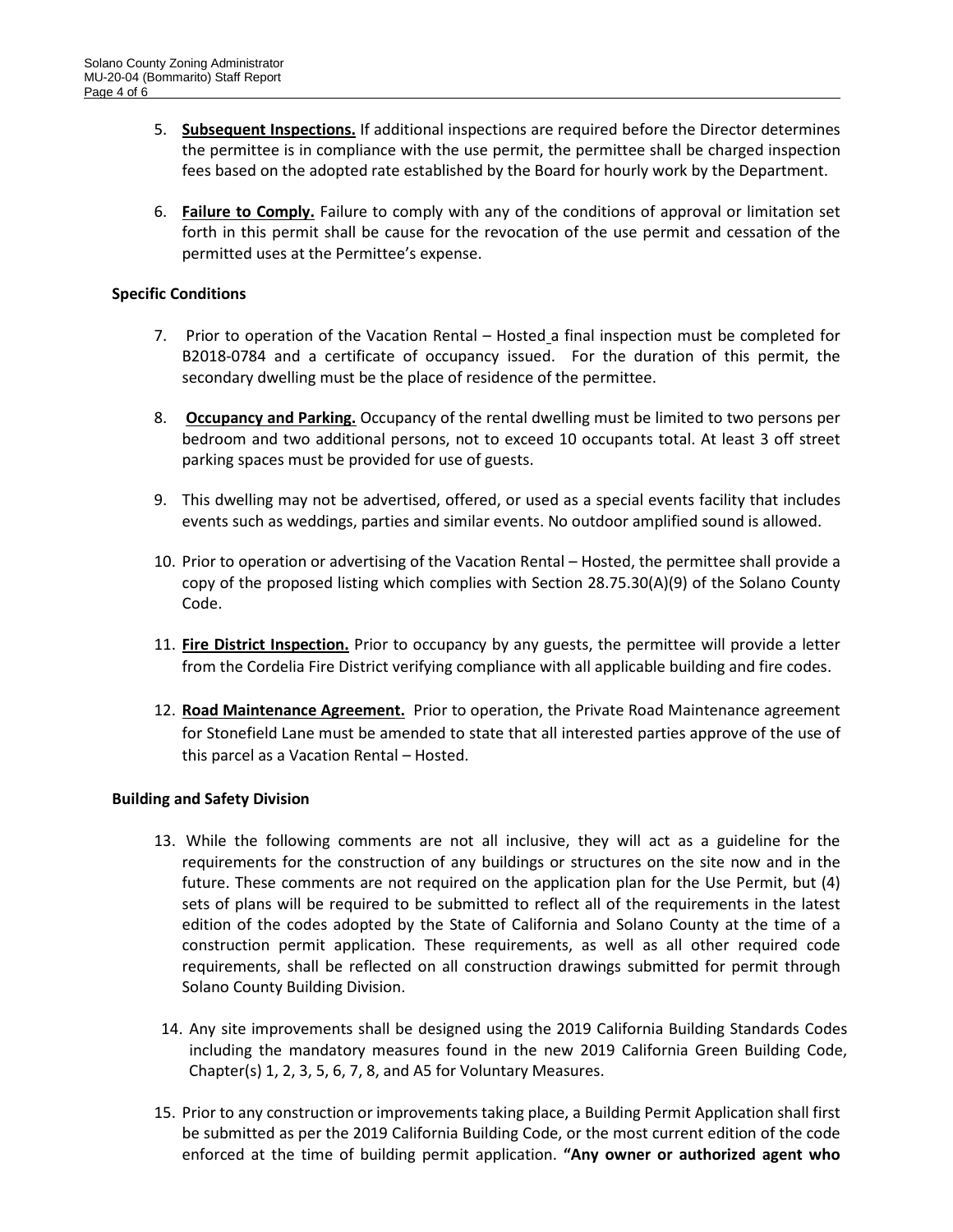5. **Subsequent Inspections.** If additional inspections are required before the Director determines the permittee is in compliance with the use permit, the permittee shall be charged inspection fees based on the adopted rate established by the Board for hourly work by the Department.

6. **Failure to Comply.** Failure to comply with any of the conditions of approval or limitation set forth in this permit shall be cause for the revocation of the use permit and cessation of the permitted uses at the Permittee's expense.

**Specific Conditions**

7. Prior to operation of the Vacation Rental – Hosted a final inspection must be completed for B2018-0784 and a certificate of occupancy issued. For the duration of this permit, the secondary dwelling must be the place of residence of the permittee.

8. **Occupancy and Parking.** Occupancy of the rental dwelling must be limited to two persons per bedroom and two additional persons, not to exceed 10 occupants total. At least 3 off street parking spaces must be provided for use of guests.

9. This dwelling may not be advertised, offered, or used as a special events facility that includes events such as weddings, parties and similar events. No outdoor amplified sound is allowed.

10. Prior to operation or advertising of the Vacation Rental – Hosted, the permittee shall provide a copy of the proposed listing which complies with Section 28.75.30(A)(9) of the Solano County Code.

11. **Fire District Inspection.** Prior to occupancy by any guests, the permittee will provide a letter from the Cordelia Fire District verifying compliance with all applicable building and fire codes.

12. **Road Maintenance Agreement.** Prior to operation, the Private Road Maintenance agreement for Stonefield Lane must be amended to state that all interested parties approve of the use of this parcel as a Vacation Rental – Hosted.

**Building and Safety Division**

13. While the following comments are not all inclusive, they will act as a guideline for the requirements for the construction of any buildings or structures on the site now and in the future. These comments are not required on the application plan for the Use Permit, but (4) sets of plans will be required to be submitted to reflect all of the requirements in the latest edition of the codes adopted by the State of California and Solano County at the time of a construction permit application. These requirements, as well as all other required code requirements, shall be reflected on all construction drawings submitted for permit through Solano County Building Division.

14. Any site improvements shall be designed using the 2019 California Building Standards Codes including the mandatory measures found in the new 2019 California Green Building Code, Chapter(s) 1, 2, 3, 5, 6, 7, 8, and A5 for Voluntary Measures.

15. Prior to any construction or improvements taking place, a Building Permit Application shall first be submitted as per the 2019 California Building Code, or the most current edition of the code enforced at the time of building permit application. **"Any owner or authorized agent who**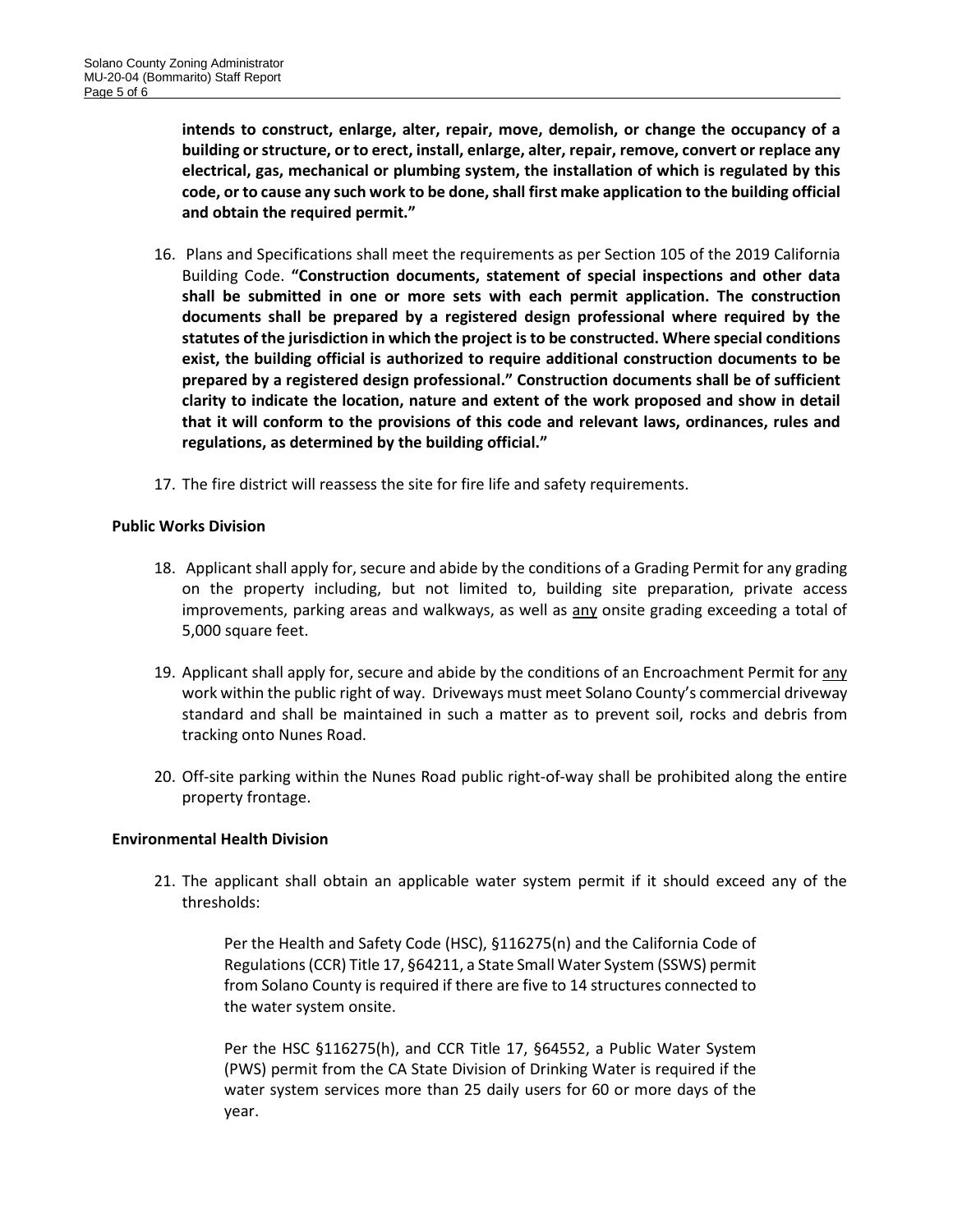**intends to construct, enlarge, alter, repair, move, demolish, or change the occupancy of a building or structure, or to erect, install, enlarge, alter, repair, remove, convert or replace any electrical, gas, mechanical or plumbing system, the installation of which is regulated by this code, or to cause any such work to be done, shall first make application to the building official and obtain the required permit."**

16. Plans and Specifications shall meet the requirements as per Section 105 of the 2019 California Building Code. **"Construction documents, statement of special inspections and other data shall be submitted in one or more sets with each permit application. The construction documents shall be prepared by a registered design professional where required by the statutes of the jurisdiction in which the project is to be constructed. Where special conditions exist, the building official is authorized to require additional construction documents to be prepared by a registered design professional." Construction documents shall be of sufficient clarity to indicate the location, nature and extent of the work proposed and show in detail that it will conform to the provisions of this code and relevant laws, ordinances, rules and regulations, as determined by the building official."**

17. The fire district will reassess the site for fire life and safety requirements.

**Public Works Division**

18. Applicant shall apply for, secure and abide by the conditions of a Grading Permit for any grading on the property including, but not limited to, building site preparation, private access improvements, parking areas and walkways, as well as <u>any</u> onsite grading exceeding a total of 5,000 square feet.

19. Applicant shall apply for, secure and abide by the conditions of an Encroachment Permit for <u>any</u> work within the public right of way. Driveways must meet Solano County's commercial driveway standard and shall be maintained in such a matter as to prevent soil, rocks and debris from tracking onto Nunes Road.

20. Off-site parking within the Nunes Road public right-of-way shall be prohibited along the entire property frontage.

**Environmental Health Division**

21. The applicant shall obtain an applicable water system permit if it should exceed any of the thresholds:

    Per the Health and Safety Code (HSC), §116275(n) and the California Code of Regulations (CCR) Title 17, §64211, a State Small Water System (SSWS) permit from Solano County is required if there are five to 14 structures connected to the water system onsite.

    Per the HSC §116275(h), and CCR Title 17, §64552, a Public Water System (PWS) permit from the CA State Division of Drinking Water is required if the water system services more than 25 daily users for 60 or more days of the year.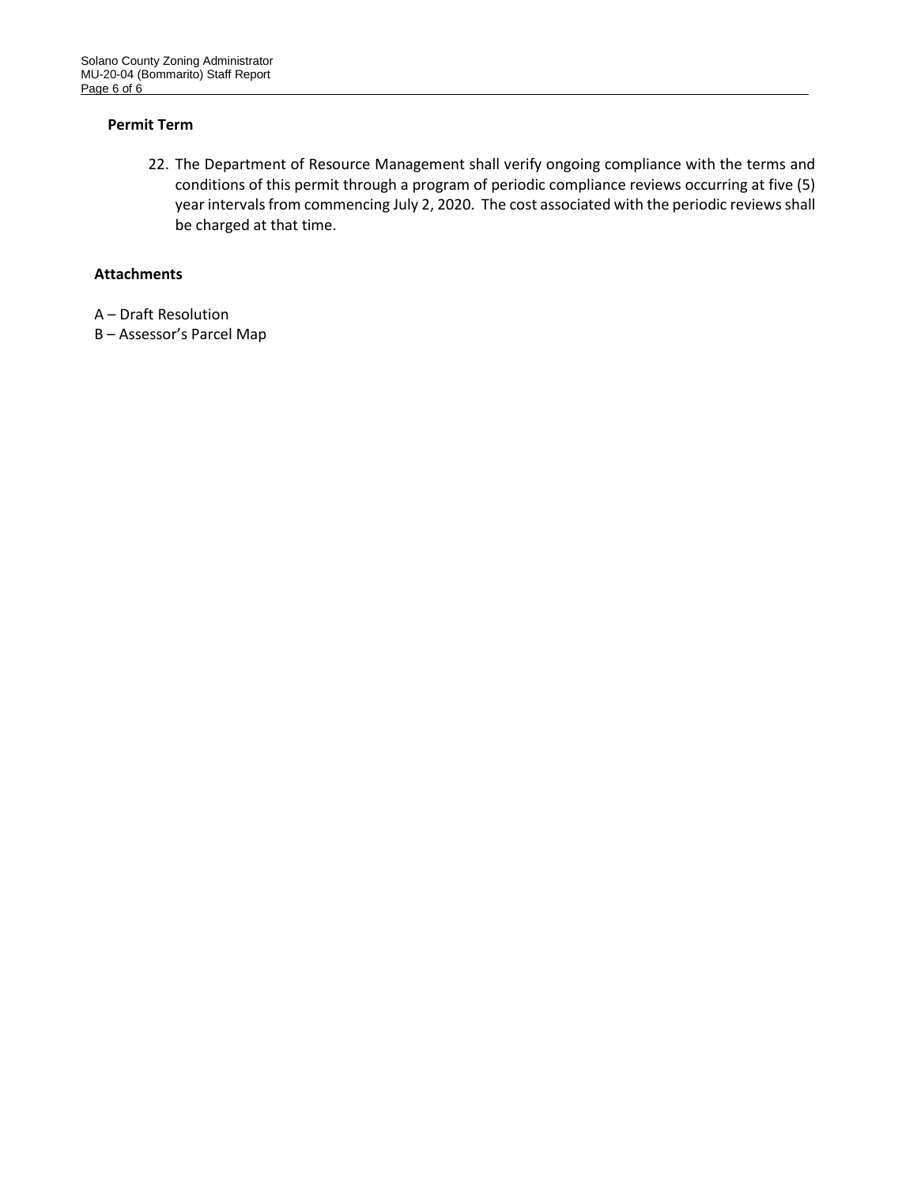### Permit Term

22. The Department of Resource Management shall verify ongoing compliance with the terms and conditions of this permit through a program of periodic compliance reviews occurring at five (5) year intervals from commencing July 2, 2020. The cost associated with the periodic reviews shall be charged at that time.

### Attachments

A – Draft Resolution
B – Assessor's Parcel Map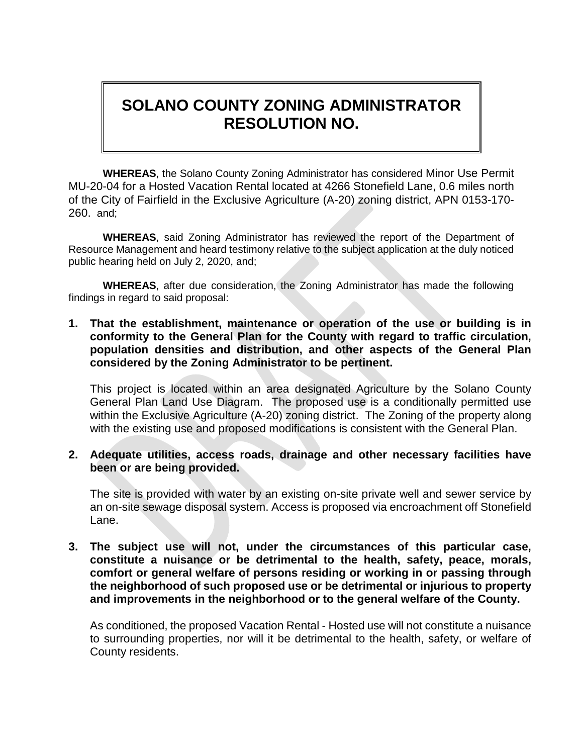# SOLANO COUNTY ZONING ADMINISTRATOR RESOLUTION NO.

**WHEREAS**, the Solano County Zoning Administrator has considered Minor Use Permit MU-20-04 for a Hosted Vacation Rental located at 4266 Stonefield Lane, 0.6 miles north of the City of Fairfield in the Exclusive Agriculture (A-20) zoning district, APN 0153-170-260. and;

**WHEREAS**, said Zoning Administrator has reviewed the report of the Department of Resource Management and heard testimony relative to the subject application at the duly noticed public hearing held on July 2, 2020, and;

**WHEREAS**, after due consideration, the Zoning Administrator has made the following findings in regard to said proposal:

1. **That the establishment, maintenance or operation of the use or building is in conformity to the General Plan for the County with regard to traffic circulation, population densities and distribution, and other aspects of the General Plan considered by the Zoning Administrator to be pertinent.**

   This project is located within an area designated Agriculture by the Solano County General Plan Land Use Diagram. The proposed use is a conditionally permitted use within the Exclusive Agriculture (A-20) zoning district. The Zoning of the property along with the existing use and proposed modifications is consistent with the General Plan.

2. **Adequate utilities, access roads, drainage and other necessary facilities have been or are being provided.**

   The site is provided with water by an existing on-site private well and sewer service by an on-site sewage disposal system. Access is proposed via encroachment off Stonefield Lane.

3. **The subject use will not, under the circumstances of this particular case, constitute a nuisance or be detrimental to the health, safety, peace, morals, comfort or general welfare of persons residing or working in or passing through the neighborhood of such proposed use or be detrimental or injurious to property and improvements in the neighborhood or to the general welfare of the County.**

   As conditioned, the proposed Vacation Rental - Hosted use will not constitute a nuisance to surrounding properties, nor will it be detrimental to the health, safety, or welfare of County residents.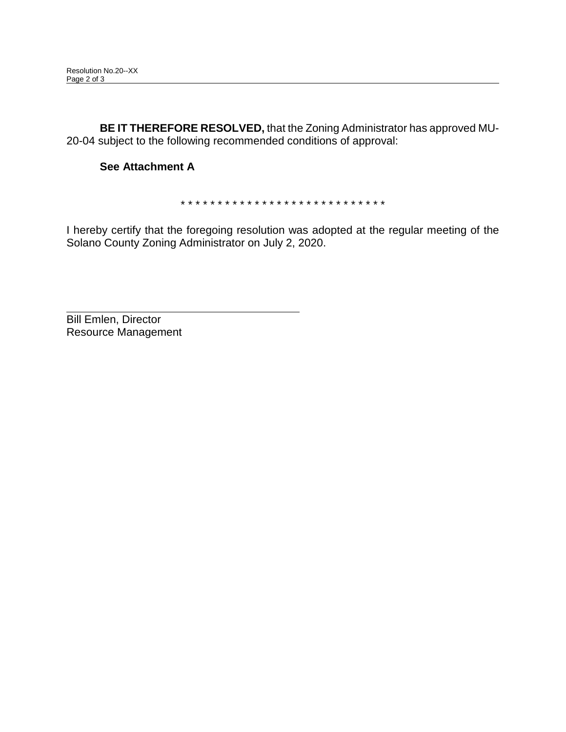**BE IT THEREFORE RESOLVED,** that the Zoning Administrator has approved MU-20-04 subject to the following recommended conditions of approval:

**See Attachment A**

* * * * * * * * * * * * * * * * * * * * * * * * * * * * *

I hereby certify that the foregoing resolution was adopted at the regular meeting of the Solano County Zoning Administrator on July 2, 2020.

\_\_\_\_\_\_\_\_\_\_\_\_\_\_\_\_\_\_\_\_\_\_\_\_\_\_\_\_\_\_\_\_\_\_\_\_\_\_\_\_

Bill Emlen, Director
Resource Management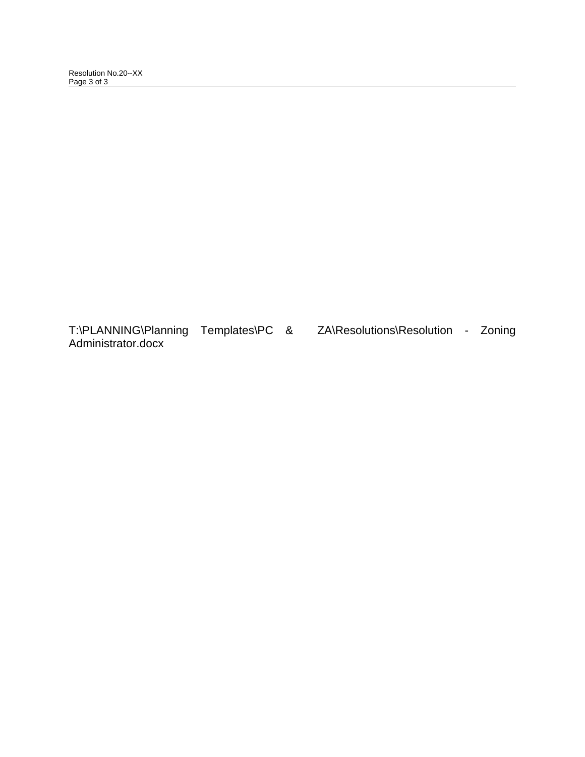T:\PLANNING\Planning Templates\PC & ZA\Resolutions\Resolution - Zoning Administrator.docx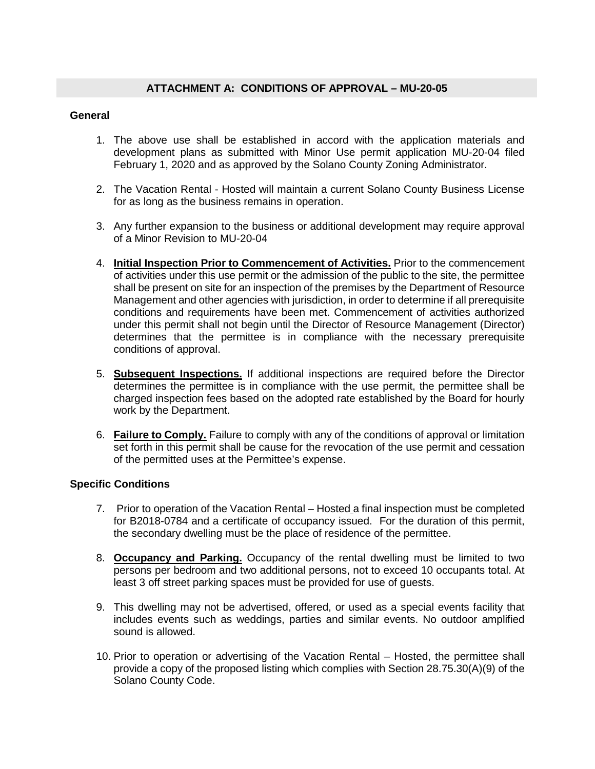## ATTACHMENT A: CONDITIONS OF APPROVAL – MU-20-05

### General

1. The above use shall be established in accord with the application materials and development plans as submitted with Minor Use permit application MU-20-04 filed February 1, 2020 and as approved by the Solano County Zoning Administrator.

2. The Vacation Rental - Hosted will maintain a current Solano County Business License for as long as the business remains in operation.

3. Any further expansion to the business or additional development may require approval of a Minor Revision to MU-20-04

4. **Initial Inspection Prior to Commencement of Activities.** Prior to the commencement of activities under this use permit or the admission of the public to the site, the permittee shall be present on site for an inspection of the premises by the Department of Resource Management and other agencies with jurisdiction, in order to determine if all prerequisite conditions and requirements have been met. Commencement of activities authorized under this permit shall not begin until the Director of Resource Management (Director) determines that the permittee is in compliance with the necessary prerequisite conditions of approval.

5. **Subsequent Inspections.** If additional inspections are required before the Director determines the permittee is in compliance with the use permit, the permittee shall be charged inspection fees based on the adopted rate established by the Board for hourly work by the Department.

6. **Failure to Comply.** Failure to comply with any of the conditions of approval or limitation set forth in this permit shall be cause for the revocation of the use permit and cessation of the permitted uses at the Permittee's expense.

### Specific Conditions

7. Prior to operation of the Vacation Rental – Hosted a final inspection must be completed for B2018-0784 and a certificate of occupancy issued. For the duration of this permit, the secondary dwelling must be the place of residence of the permittee.

8. **Occupancy and Parking.** Occupancy of the rental dwelling must be limited to two persons per bedroom and two additional persons, not to exceed 10 occupants total. At least 3 off street parking spaces must be provided for use of guests.

9. This dwelling may not be advertised, offered, or used as a special events facility that includes events such as weddings, parties and similar events. No outdoor amplified sound is allowed.

10. Prior to operation or advertising of the Vacation Rental – Hosted, the permittee shall provide a copy of the proposed listing which complies with Section 28.75.30(A)(9) of the Solano County Code.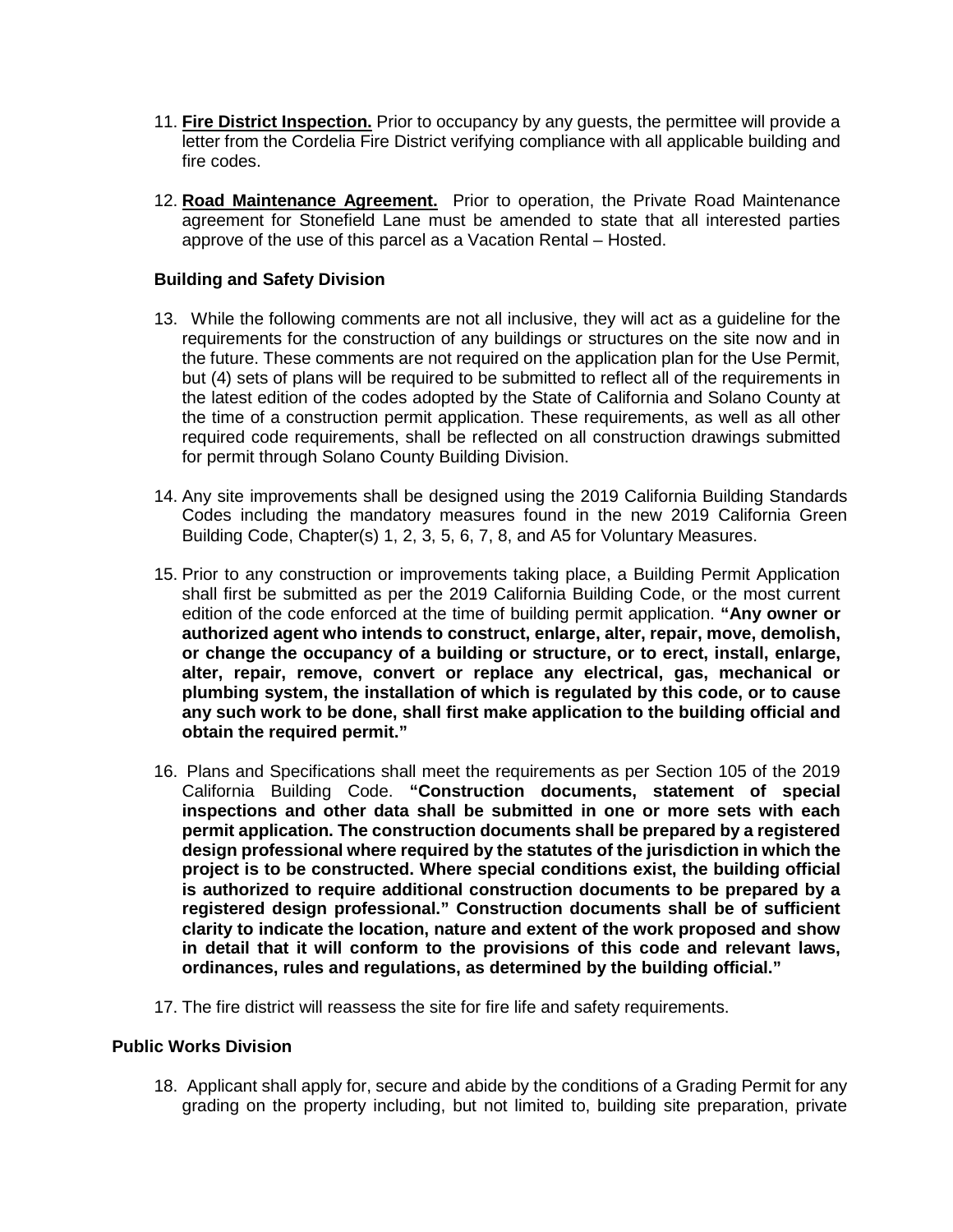11. **Fire District Inspection.** Prior to occupancy by any guests, the permittee will provide a letter from the Cordelia Fire District verifying compliance with all applicable building and fire codes.

12. **Road Maintenance Agreement.** Prior to operation, the Private Road Maintenance agreement for Stonefield Lane must be amended to state that all interested parties approve of the use of this parcel as a Vacation Rental – Hosted.

### Building and Safety Division

13. While the following comments are not all inclusive, they will act as a guideline for the requirements for the construction of any buildings or structures on the site now and in the future. These comments are not required on the application plan for the Use Permit, but (4) sets of plans will be required to be submitted to reflect all of the requirements in the latest edition of the codes adopted by the State of California and Solano County at the time of a construction permit application. These requirements, as well as all other required code requirements, shall be reflected on all construction drawings submitted for permit through Solano County Building Division.

14. Any site improvements shall be designed using the 2019 California Building Standards Codes including the mandatory measures found in the new 2019 California Green Building Code, Chapter(s) 1, 2, 3, 5, 6, 7, 8, and A5 for Voluntary Measures.

15. Prior to any construction or improvements taking place, a Building Permit Application shall first be submitted as per the 2019 California Building Code, or the most current edition of the code enforced at the time of building permit application. **"Any owner or authorized agent who intends to construct, enlarge, alter, repair, move, demolish, or change the occupancy of a building or structure, or to erect, install, enlarge, alter, repair, remove, convert or replace any electrical, gas, mechanical or plumbing system, the installation of which is regulated by this code, or to cause any such work to be done, shall first make application to the building official and obtain the required permit."**

16. Plans and Specifications shall meet the requirements as per Section 105 of the 2019 California Building Code. **"Construction documents, statement of special inspections and other data shall be submitted in one or more sets with each permit application. The construction documents shall be prepared by a registered design professional where required by the statutes of the jurisdiction in which the project is to be constructed. Where special conditions exist, the building official is authorized to require additional construction documents to be prepared by a registered design professional." Construction documents shall be of sufficient clarity to indicate the location, nature and extent of the work proposed and show in detail that it will conform to the provisions of this code and relevant laws, ordinances, rules and regulations, as determined by the building official."**

17. The fire district will reassess the site for fire life and safety requirements.

### Public Works Division

18. Applicant shall apply for, secure and abide by the conditions of a Grading Permit for any grading on the property including, but not limited to, building site preparation, private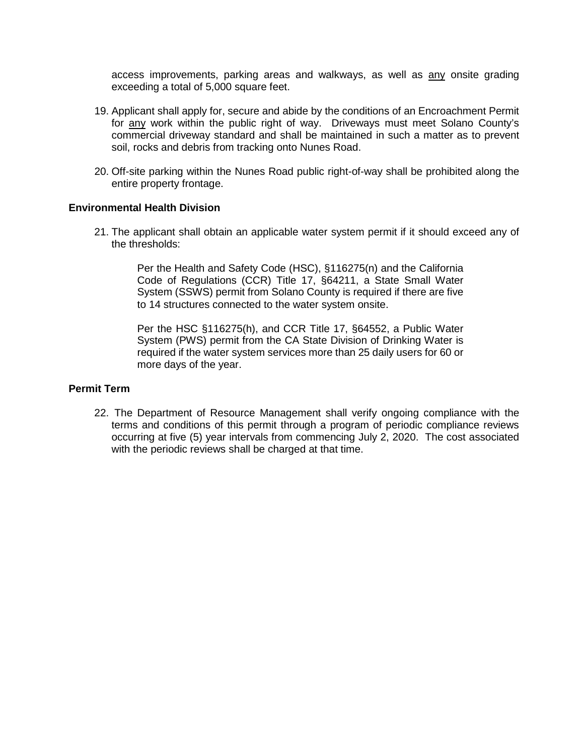access improvements, parking areas and walkways, as well as <u>any</u> onsite grading exceeding a total of 5,000 square feet.

19. Applicant shall apply for, secure and abide by the conditions of an Encroachment Permit for <u>any</u> work within the public right of way. Driveways must meet Solano County's commercial driveway standard and shall be maintained in such a matter as to prevent soil, rocks and debris from tracking onto Nunes Road.

20. Off-site parking within the Nunes Road public right-of-way shall be prohibited along the entire property frontage.

**Environmental Health Division**

21. The applicant shall obtain an applicable water system permit if it should exceed any of the thresholds:

    Per the Health and Safety Code (HSC), §116275(n) and the California Code of Regulations (CCR) Title 17, §64211, a State Small Water System (SSWS) permit from Solano County is required if there are five to 14 structures connected to the water system onsite.

    Per the HSC §116275(h), and CCR Title 17, §64552, a Public Water System (PWS) permit from the CA State Division of Drinking Water is required if the water system services more than 25 daily users for 60 or more days of the year.

**Permit Term**

22. The Department of Resource Management shall verify ongoing compliance with the terms and conditions of this permit through a program of periodic compliance reviews occurring at five (5) year intervals from commencing July 2, 2020. The cost associated with the periodic reviews shall be charged at that time.